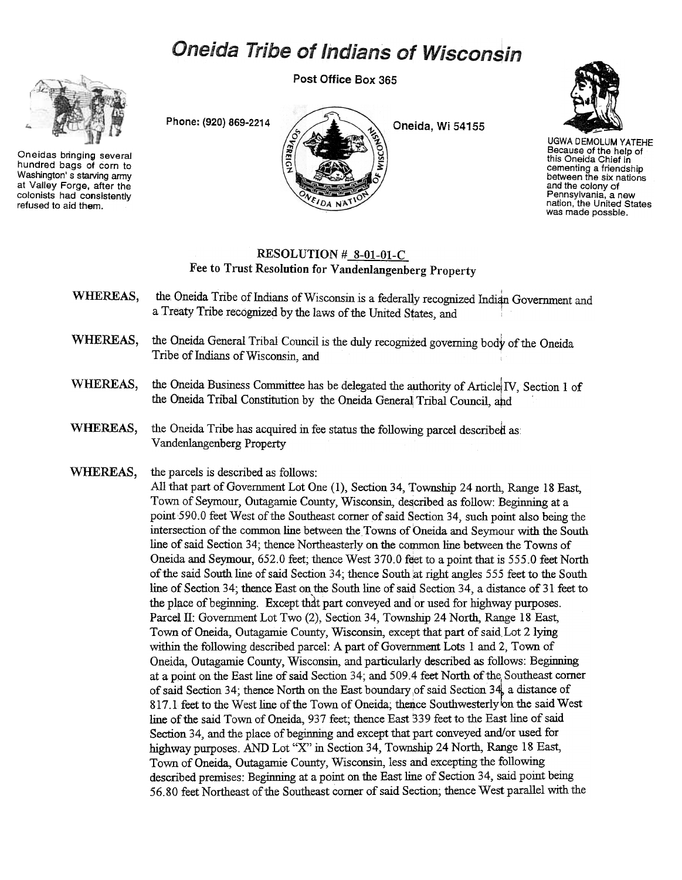# Oneida Tribe of Indians of Wisconsin

Post Office Box 365

Phone: (920) 869-2214 Oneida, Wi 54155

Oneidas bringing several hundred bags of corn to Washington's starving army at Valley Forge, after the colonists had consistently refused to aid them.

UGWA DEMOLUM YATEHE Because of the help of this Oneida Chief in cementing a friendship between the six nations and the colony of Pennsylvania, a new nation, the United States was made possble.

## RESOLUTION # 8-01-01-C
## Fee to Trust Resolution for Vandenlangenberg Property

**WHEREAS,** the Oneida Tribe of Indians of Wisconsin is a federally recognized Indian Government and a Treaty Tribe recognized by the laws of the United States, and

**WHEREAS,** the Oneida General Tribal Council is the duly recognized governing body of the Oneida Tribe of Indians of Wisconsin, and

**WHEREAS,** the Oneida Business Committee has be delegated the authority of Article IV, Section 1 of the Oneida Tribal Constitution by the Oneida General Tribal Council, and

**WHEREAS,** the Oneida Tribe has acquired in fee status the following parcel described as: Vandenlangenberg Property

**WHEREAS,** the parcels is described as follows:
All that part of Government Lot One (1), Section 34, Township 24 north, Range 18 East, Town of Seymour, Outagamie County, Wisconsin, described as follow: Beginning at a point 590.0 feet West of the Southeast corner of said Section 34, such point also being the intersection of the common line between the Towns of Oneida and Seymour with the South line of said Section 34; thence Northeasterly on the common line between the Towns of Oneida and Seymour, 652.0 feet; thence West 370.0 feet to a point that is 555.0 feet North of the said South line of said Section 34; thence South at right angles 555 feet to the South line of Section 34; thence East on the South line of said Section 34, a distance of 31 feet to the place of beginning. Except that part conveyed and or used for highway purposes. Parcel II: Government Lot Two (2), Section 34, Township 24 North, Range 18 East, Town of Oneida, Outagamie County, Wisconsin, except that part of said Lot 2 lying within the following described parcel: A part of Government Lots 1 and 2, Town of Oneida, Outagamie County, Wisconsin, and particularly described as follows: Beginning at a point on the East line of said Section 34; and 509.4 feet North of the Southeast corner of said Section 34; thence North on the East boundary of said Section 34, a distance of 817.1 feet to the West line of the Town of Oneida; thence Southwesterly on the said West line of the said Town of Oneida, 937 feet; thence East 339 feet to the East line of said Section 34, and the place of beginning and except that part conveyed and/or used for highway purposes. AND Lot "X" in Section 34, Township 24 North, Range 18 East, Town of Oneida, Outagamie County, Wisconsin, less and excepting the following described premises: Beginning at a point on the East line of Section 34, said point being 56.80 feet Northeast of the Southeast corner of said Section; thence West parallel with the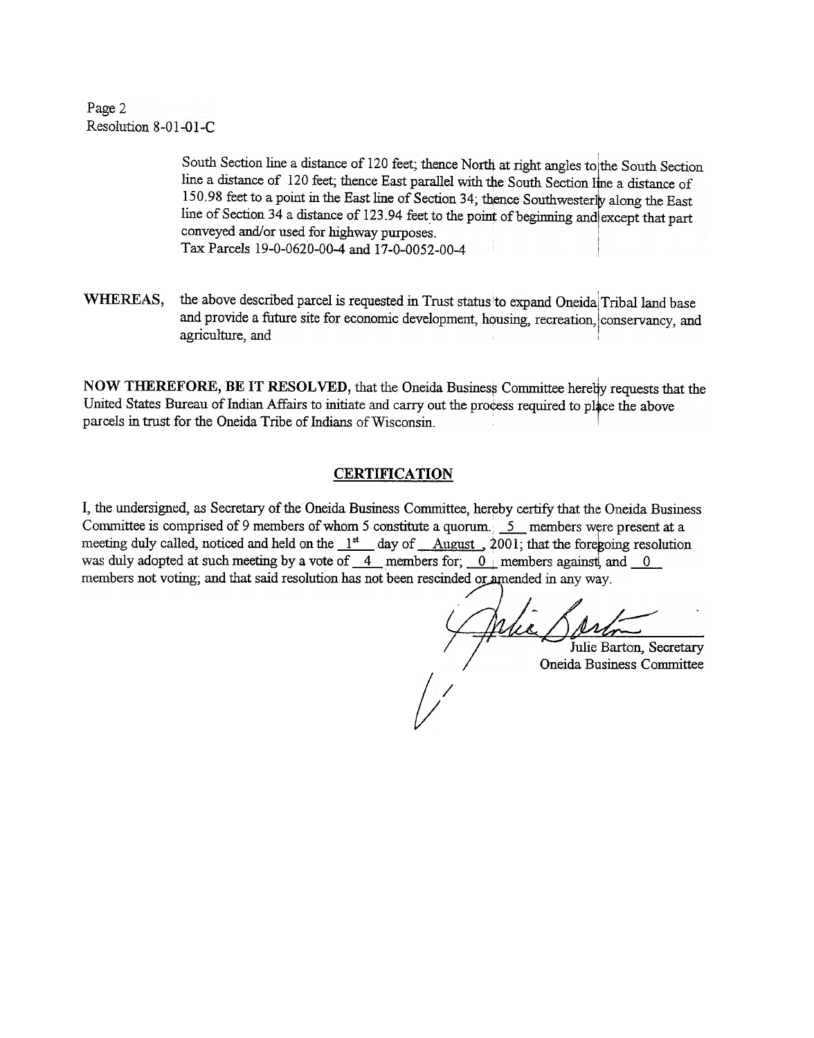Page 2
Resolution 8-01-01-C

South Section line a distance of 120 feet; thence North at right angles to the South Section line a distance of 120 feet; thence East parallel with the South Section line a distance of 150.98 feet to a point in the East line of Section 34; thence Southwesterly along the East line of Section 34 a distance of 123.94 feet to the point of beginning and except that part conveyed and/or used for highway purposes.
Tax Parcels 19-0-0620-00-4 and 17-0-0052-00-4

**WHEREAS,** the above described parcel is requested in Trust status to expand Oneida Tribal land base and provide a future site for economic development, housing, recreation, conservancy, and agriculture, and

**NOW THEREFORE, BE IT RESOLVED,** that the Oneida Business Committee hereby requests that the United States Bureau of Indian Affairs to initiate and carry out the process required to place the above parcels in trust for the Oneida Tribe of Indians of Wisconsin.

## CERTIFICATION

I, the undersigned, as Secretary of the Oneida Business Committee, hereby certify that the Oneida Business Committee is comprised of 9 members of whom 5 constitute a quorum. 5 members were present at a meeting duly called, noticed and held on the 1st day of August, 2001; that the foregoing resolution was duly adopted at such meeting by a vote of 4 members for; 0 members against, and 0 members not voting; and that said resolution has not been rescinded or amended in any way.

Julie Barton, Secretary
Oneida Business Committee